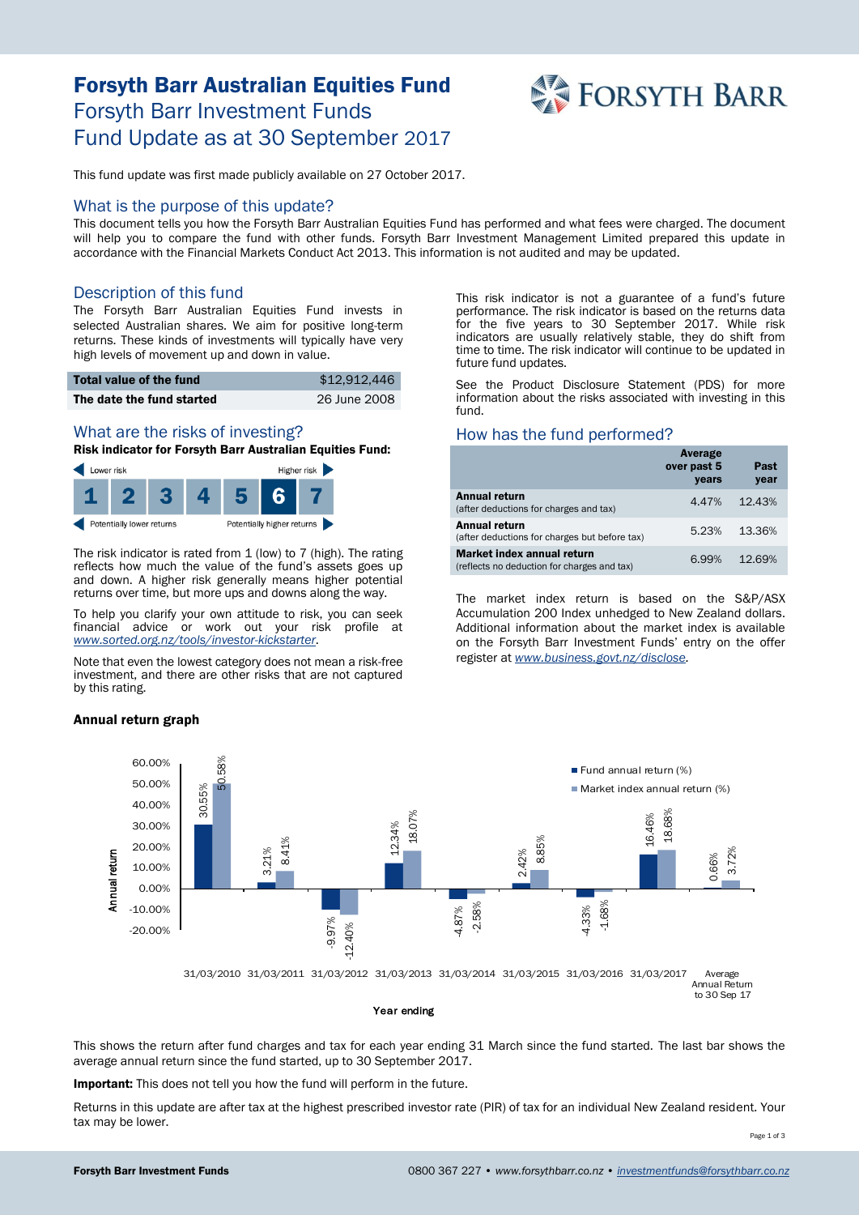# Forsyth Barr Australian Equities Fund

## Forsyth Barr Investment Funds
## Fund Update as at 30 September 2017

This fund update was first made publicly available on 27 October 2017.

## What is the purpose of this update?

This document tells you how the Forsyth Barr Australian Equities Fund has performed and what fees were charged. The document will help you to compare the fund with other funds. Forsyth Barr Investment Management Limited prepared this update in accordance with the Financial Markets Conduct Act 2013. This information is not audited and may be updated.

## Description of this fund

The Forsyth Barr Australian Equities Fund invests in selected Australian shares. We aim for positive long-term returns. These kinds of investments will typically have very high levels of movement up and down in value.

| Total value of the fund | $12,912,446 |
|---|---|
| The date the fund started | 26 June 2008 |

## What are the risks of investing?

**Risk indicator for Forsyth Barr Australian Equities Fund:**

Lower risk — Higher risk

| 1 | 2 | 3 | 4 | 5 | **6** | 7 |
|---|---|---|---|---|---|---|

Potentially lower returns — Potentially higher returns

The risk indicator is rated from 1 (low) to 7 (high). The rating reflects how much the value of the fund's assets goes up and down. A higher risk generally means higher potential returns over time, but more ups and downs along the way.

To help you clarify your own attitude to risk, you can seek financial advice or work out your risk profile at *www.sorted.org.nz/tools/investor-kickstarter*.

Note that even the lowest category does not mean a risk-free investment, and there are other risks that are not captured by this rating.

This risk indicator is not a guarantee of a fund's future performance. The risk indicator is based on the returns data for the five years to 30 September 2017. While risk indicators are usually relatively stable, they do shift from time to time. The risk indicator will continue to be updated in future fund updates.

See the Product Disclosure Statement (PDS) for more information about the risks associated with investing in this fund.

## How has the fund performed?

| | Average over past 5 years | Past year |
|---|---|---|
| **Annual return** (after deductions for charges and tax) | 4.47% | 12.43% |
| **Annual return** (after deductions for charges but before tax) | 5.23% | 13.36% |
| **Market index annual return** (reflects no deduction for charges and tax) | 6.99% | 12.69% |

The market index return is based on the S&P/ASX Accumulation 200 Index unhedged to New Zealand dollars. Additional information about the market index is available on the Forsyth Barr Investment Funds' entry on the offer register at *www.business.govt.nz/disclose*.

### Annual return graph

| Year ending | Fund annual return (%) | Market index annual return (%) |
|---|---|---|
| 31/03/2010 | 30.55% | 50.58% |
| 31/03/2011 | 3.21% | 8.41% |
| 31/03/2012 | -9.97% | -12.40% |
| 31/03/2013 | 12.34% | 18.07% |
| 31/03/2014 | -4.87% | -2.58% |
| 31/03/2015 | 2.42% | 8.85% |
| 31/03/2016 | -4.33% | -1.68% |
| 31/03/2017 | 16.46% | 18.68% |
| Average Annual Return to 30 Sep 17 | 0.66% | 3.72% |

This shows the return after fund charges and tax for each year ending 31 March since the fund started. The last bar shows the average annual return since the fund started, up to 30 September 2017.

**Important:** This does not tell you how the fund will perform in the future.

Returns in this update are after tax at the highest prescribed investor rate (PIR) of tax for an individual New Zealand resident. Your tax may be lower.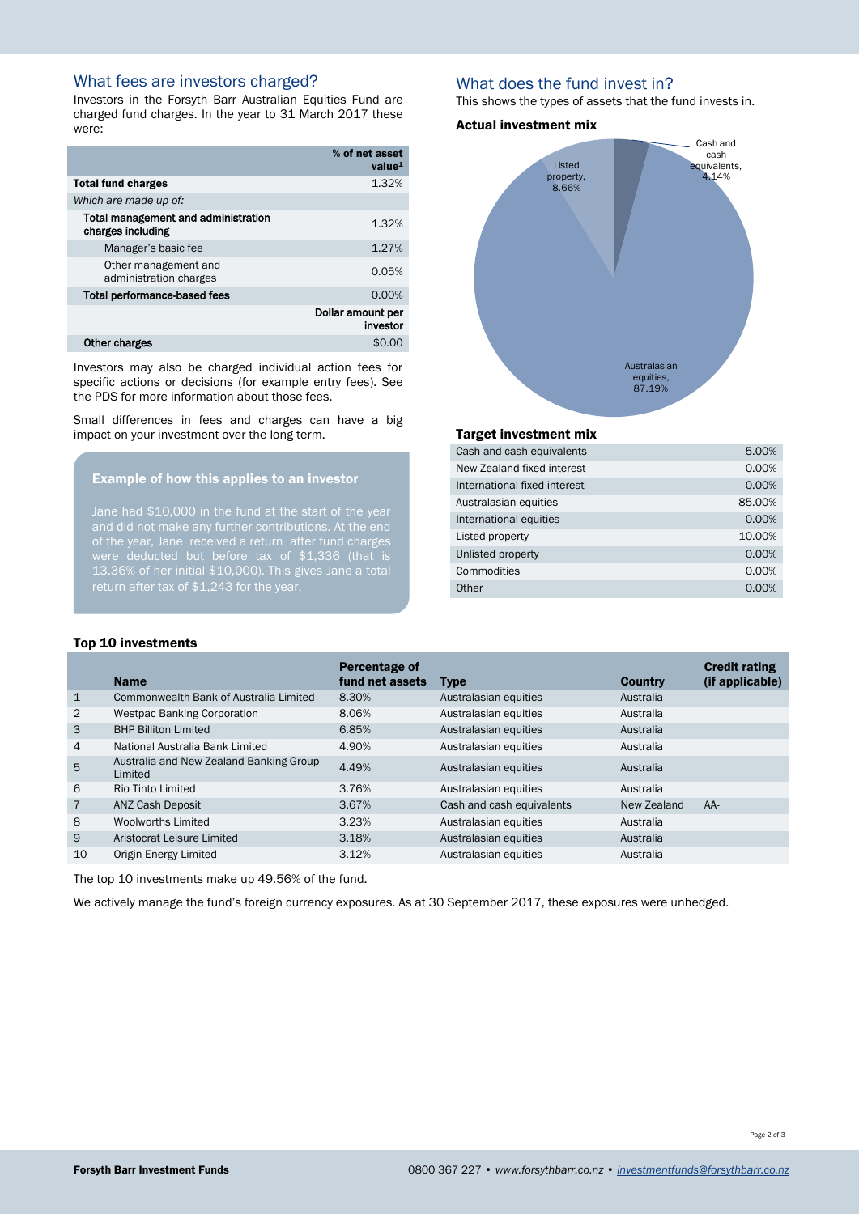## What fees are investors charged?

Investors in the Forsyth Barr Australian Equities Fund are charged fund charges. In the year to 31 March 2017 these were:

| | % of net asset value[1] |
|---|---|
| **Total fund charges** | 1.32% |
| *Which are made up of:* | |
| **Total management and administration charges including** | 1.32% |
| Manager's basic fee | 1.27% |
| Other management and administration charges | 0.05% |
| **Total performance-based fees** | 0.00% |
| | **Dollar amount per investor** |
| **Other charges** | $0.00 |

Investors may also be charged individual action fees for specific actions or decisions (for example entry fees). See the PDS for more information about those fees.

Small differences in fees and charges can have a big impact on your investment over the long term.

### Example of how this applies to an investor

Jane had $10,000 in the fund at the start of the year and did not make any further contributions. At the end of the year, Jane received a return after fund charges were deducted but before tax of $1,336 (that is 13.36% of her initial $10,000). This gives Jane a total return after tax of $1,243 for the year.

## What does the fund invest in?

This shows the types of assets that the fund invests in.

### Actual investment mix

| Asset | % |
|---|---|
| Cash and cash equivalents | 4.14% |
| Listed property | 8.66% |
| Australasian equities | 87.19% |

### Target investment mix

| | |
|---|---|
| Cash and cash equivalents | 5.00% |
| New Zealand fixed interest | 0.00% |
| International fixed interest | 0.00% |
| Australasian equities | 85.00% |
| International equities | 0.00% |
| Listed property | 10.00% |
| Unlisted property | 0.00% |
| Commodities | 0.00% |
| Other | 0.00% |

### Top 10 investments

| | Name | Percentage of fund net assets | Type | Country | Credit rating (if applicable) |
|---|---|---|---|---|---|
| 1 | Commonwealth Bank of Australia Limited | 8.30% | Australasian equities | Australia | |
| 2 | Westpac Banking Corporation | 8.06% | Australasian equities | Australia | |
| 3 | BHP Billiton Limited | 6.85% | Australasian equities | Australia | |
| 4 | National Australia Bank Limited | 4.90% | Australasian equities | Australia | |
| 5 | Australia and New Zealand Banking Group Limited | 4.49% | Australasian equities | Australia | |
| 6 | Rio Tinto Limited | 3.76% | Australasian equities | Australia | |
| 7 | ANZ Cash Deposit | 3.67% | Cash and cash equivalents | New Zealand | AA- |
| 8 | Woolworths Limited | 3.23% | Australasian equities | Australia | |
| 9 | Aristocrat Leisure Limited | 3.18% | Australasian equities | Australia | |
| 10 | Origin Energy Limited | 3.12% | Australasian equities | Australia | |

The top 10 investments make up 49.56% of the fund.

We actively manage the fund's foreign currency exposures. As at 30 September 2017, these exposures were unhedged.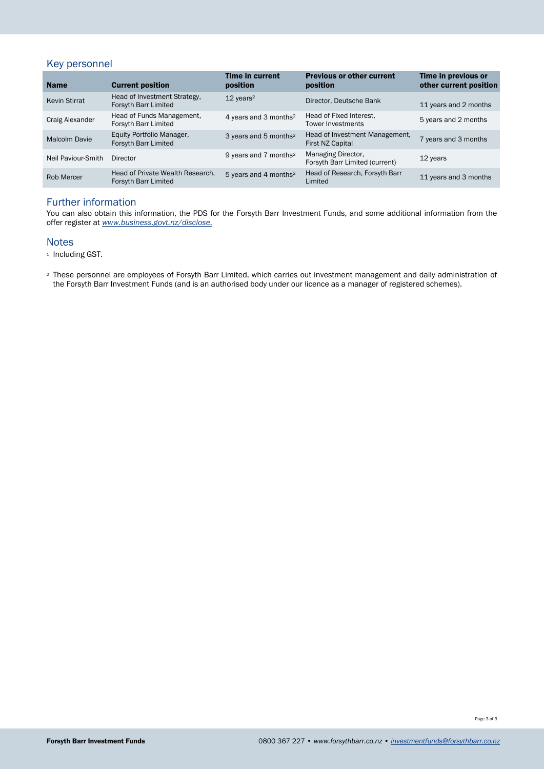## Key personnel

| Name | Current position | Time in current position | Previous or other current position | Time in previous or other current position |
|---|---|---|---|---|
| Kevin Stirrat | Head of Investment Strategy, Forsyth Barr Limited | 12 years[2] | Director, Deutsche Bank | 11 years and 2 months |
| Craig Alexander | Head of Funds Management, Forsyth Barr Limited | 4 years and 3 months[2] | Head of Fixed Interest, Tower Investments | 5 years and 2 months |
| Malcolm Davie | Equity Portfolio Manager, Forsyth Barr Limited | 3 years and 5 months[2] | Head of Investment Management, First NZ Capital | 7 years and 3 months |
| Neil Paviour-Smith | Director | 9 years and 7 months[2] | Managing Director, Forsyth Barr Limited (current) | 12 years |
| Rob Mercer | Head of Private Wealth Research, Forsyth Barr Limited | 5 years and 4 months[2] | Head of Research, Forsyth Barr Limited | 11 years and 3 months |

## Further information

You can also obtain this information, the PDS for the Forsyth Barr Investment Funds, and some additional information from the offer register at *www.business.govt.nz/disclose.*

## Notes

[1] Including GST.

[2] These personnel are employees of Forsyth Barr Limited, which carries out investment management and daily administration of the Forsyth Barr Investment Funds (and is an authorised body under our licence as a manager of registered schemes).